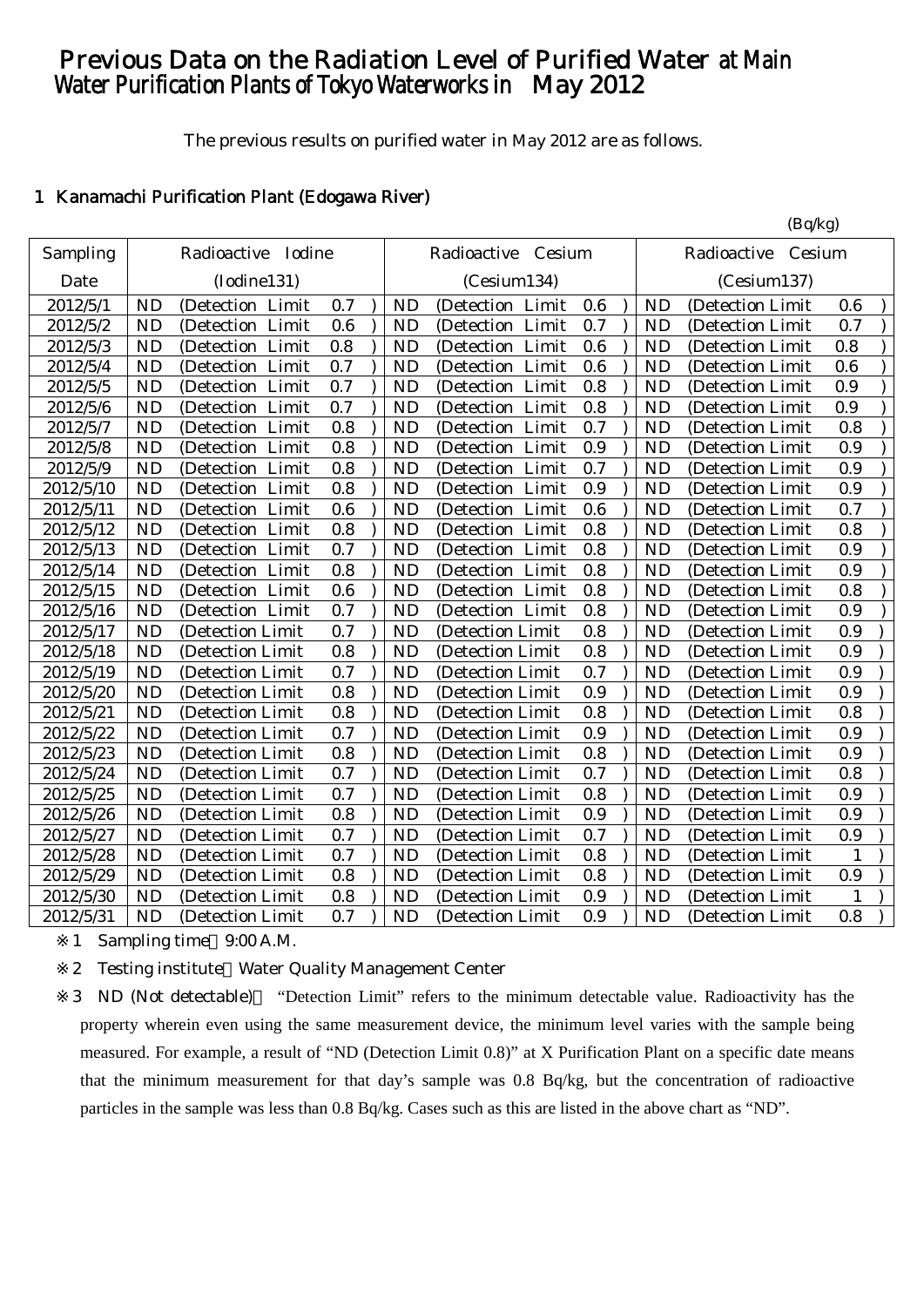# Previous Data on the Radiation Level of Purified Water at Main Water Purification Plants of Tokyo Waterworks in May 2012

The previous results on purified water in May 2012 are as follows.

## 1 Kanamachi Purification Plant (Edogawa River)

(Bq/kg)

| Sampling Date | Radioactive Iodine (Iodine131) | Radioactive Cesium (Cesium134) | Radioactive Cesium (Cesium137) |
|---|---|---|---|
| 2012/5/1 | ND (Detection Limit 0.7) | ND (Detection Limit 0.6) | ND (Detection Limit 0.6) |
| 2012/5/2 | ND (Detection Limit 0.6) | ND (Detection Limit 0.7) | ND (Detection Limit 0.7) |
| 2012/5/3 | ND (Detection Limit 0.8) | ND (Detection Limit 0.6) | ND (Detection Limit 0.8) |
| 2012/5/4 | ND (Detection Limit 0.7) | ND (Detection Limit 0.6) | ND (Detection Limit 0.6) |
| 2012/5/5 | ND (Detection Limit 0.7) | ND (Detection Limit 0.8) | ND (Detection Limit 0.9) |
| 2012/5/6 | ND (Detection Limit 0.7) | ND (Detection Limit 0.8) | ND (Detection Limit 0.9) |
| 2012/5/7 | ND (Detection Limit 0.8) | ND (Detection Limit 0.7) | ND (Detection Limit 0.8) |
| 2012/5/8 | ND (Detection Limit 0.8) | ND (Detection Limit 0.9) | ND (Detection Limit 0.9) |
| 2012/5/9 | ND (Detection Limit 0.8) | ND (Detection Limit 0.7) | ND (Detection Limit 0.9) |
| 2012/5/10 | ND (Detection Limit 0.8) | ND (Detection Limit 0.9) | ND (Detection Limit 0.9) |
| 2012/5/11 | ND (Detection Limit 0.6) | ND (Detection Limit 0.6) | ND (Detection Limit 0.7) |
| 2012/5/12 | ND (Detection Limit 0.8) | ND (Detection Limit 0.8) | ND (Detection Limit 0.8) |
| 2012/5/13 | ND (Detection Limit 0.7) | ND (Detection Limit 0.8) | ND (Detection Limit 0.9) |
| 2012/5/14 | ND (Detection Limit 0.8) | ND (Detection Limit 0.8) | ND (Detection Limit 0.9) |
| 2012/5/15 | ND (Detection Limit 0.6) | ND (Detection Limit 0.8) | ND (Detection Limit 0.8) |
| 2012/5/16 | ND (Detection Limit 0.7) | ND (Detection Limit 0.8) | ND (Detection Limit 0.9) |
| 2012/5/17 | ND (Detection Limit 0.7) | ND (Detection Limit 0.8) | ND (Detection Limit 0.9) |
| 2012/5/18 | ND (Detection Limit 0.8) | ND (Detection Limit 0.8) | ND (Detection Limit 0.9) |
| 2012/5/19 | ND (Detection Limit 0.7) | ND (Detection Limit 0.7) | ND (Detection Limit 0.9) |
| 2012/5/20 | ND (Detection Limit 0.8) | ND (Detection Limit 0.9) | ND (Detection Limit 0.9) |
| 2012/5/21 | ND (Detection Limit 0.8) | ND (Detection Limit 0.8) | ND (Detection Limit 0.8) |
| 2012/5/22 | ND (Detection Limit 0.7) | ND (Detection Limit 0.9) | ND (Detection Limit 0.9) |
| 2012/5/23 | ND (Detection Limit 0.8) | ND (Detection Limit 0.8) | ND (Detection Limit 0.9) |
| 2012/5/24 | ND (Detection Limit 0.7) | ND (Detection Limit 0.7) | ND (Detection Limit 0.8) |
| 2012/5/25 | ND (Detection Limit 0.7) | ND (Detection Limit 0.8) | ND (Detection Limit 0.9) |
| 2012/5/26 | ND (Detection Limit 0.8) | ND (Detection Limit 0.9) | ND (Detection Limit 0.9) |
| 2012/5/27 | ND (Detection Limit 0.7) | ND (Detection Limit 0.7) | ND (Detection Limit 0.9) |
| 2012/5/28 | ND (Detection Limit 0.7) | ND (Detection Limit 0.8) | ND (Detection Limit 1) |
| 2012/5/29 | ND (Detection Limit 0.8) | ND (Detection Limit 0.8) | ND (Detection Limit 0.9) |
| 2012/5/30 | ND (Detection Limit 0.8) | ND (Detection Limit 0.9) | ND (Detection Limit 1) |
| 2012/5/31 | ND (Detection Limit 0.7) | ND (Detection Limit 0.9) | ND (Detection Limit 0.8) |

※1 Sampling time 9:00 A.M.

※2 Testing institute Water Quality Management Center

※3 ND (Not detectable) "Detection Limit" refers to the minimum detectable value. Radioactivity has the property wherein even using the same measurement device, the minimum level varies with the sample being measured. For example, a result of "ND (Detection Limit 0.8)" at X Purification Plant on a specific date means that the minimum measurement for that day's sample was 0.8 Bq/kg, but the concentration of radioactive particles in the sample was less than 0.8 Bq/kg. Cases such as this are listed in the above chart as "ND".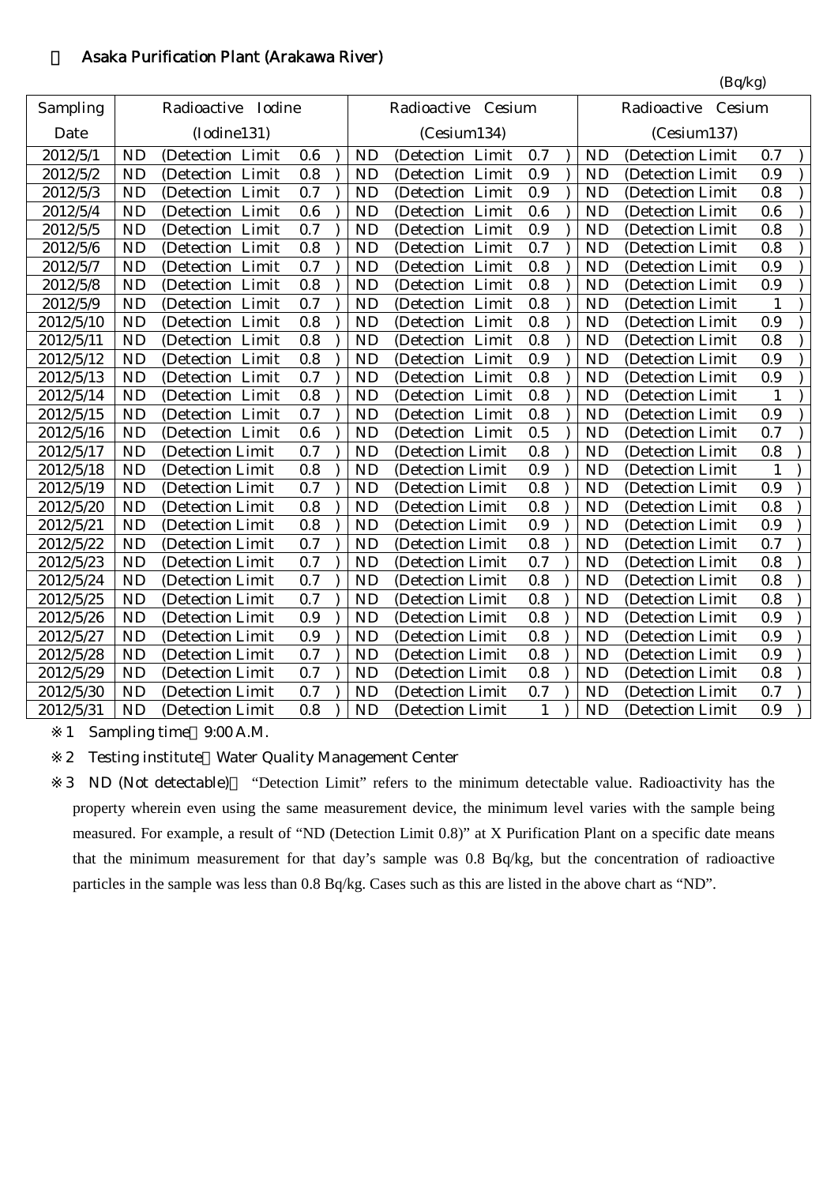## ・ Asaka Purification Plant (Arakawa River)

(Bq/kg)

| Sampling Date | Radioactive Iodine (Iodine131) | Radioactive Cesium (Cesium134) | Radioactive Cesium (Cesium137) |
|---|---|---|---|
| 2012/5/1 | ND (Detection Limit 0.6 ) | ND (Detection Limit 0.7 ) | ND (Detection Limit 0.7 ) |
| 2012/5/2 | ND (Detection Limit 0.8 ) | ND (Detection Limit 0.9 ) | ND (Detection Limit 0.9 ) |
| 2012/5/3 | ND (Detection Limit 0.7 ) | ND (Detection Limit 0.9 ) | ND (Detection Limit 0.8 ) |
| 2012/5/4 | ND (Detection Limit 0.6 ) | ND (Detection Limit 0.6 ) | ND (Detection Limit 0.6 ) |
| 2012/5/5 | ND (Detection Limit 0.7 ) | ND (Detection Limit 0.9 ) | ND (Detection Limit 0.8 ) |
| 2012/5/6 | ND (Detection Limit 0.8 ) | ND (Detection Limit 0.7 ) | ND (Detection Limit 0.8 ) |
| 2012/5/7 | ND (Detection Limit 0.7 ) | ND (Detection Limit 0.8 ) | ND (Detection Limit 0.9 ) |
| 2012/5/8 | ND (Detection Limit 0.8 ) | ND (Detection Limit 0.8 ) | ND (Detection Limit 0.9 ) |
| 2012/5/9 | ND (Detection Limit 0.7 ) | ND (Detection Limit 0.8 ) | ND (Detection Limit 1 ) |
| 2012/5/10 | ND (Detection Limit 0.8 ) | ND (Detection Limit 0.8 ) | ND (Detection Limit 0.9 ) |
| 2012/5/11 | ND (Detection Limit 0.8 ) | ND (Detection Limit 0.8 ) | ND (Detection Limit 0.8 ) |
| 2012/5/12 | ND (Detection Limit 0.8 ) | ND (Detection Limit 0.9 ) | ND (Detection Limit 0.9 ) |
| 2012/5/13 | ND (Detection Limit 0.7 ) | ND (Detection Limit 0.8 ) | ND (Detection Limit 0.9 ) |
| 2012/5/14 | ND (Detection Limit 0.8 ) | ND (Detection Limit 0.8 ) | ND (Detection Limit 1 ) |
| 2012/5/15 | ND (Detection Limit 0.7 ) | ND (Detection Limit 0.8 ) | ND (Detection Limit 0.9 ) |
| 2012/5/16 | ND (Detection Limit 0.6 ) | ND (Detection Limit 0.5 ) | ND (Detection Limit 0.7 ) |
| 2012/5/17 | ND (Detection Limit 0.7 ) | ND (Detection Limit 0.8 ) | ND (Detection Limit 0.8 ) |
| 2012/5/18 | ND (Detection Limit 0.8 ) | ND (Detection Limit 0.9 ) | ND (Detection Limit 1 ) |
| 2012/5/19 | ND (Detection Limit 0.7 ) | ND (Detection Limit 0.8 ) | ND (Detection Limit 0.9 ) |
| 2012/5/20 | ND (Detection Limit 0.8 ) | ND (Detection Limit 0.8 ) | ND (Detection Limit 0.8 ) |
| 2012/5/21 | ND (Detection Limit 0.8 ) | ND (Detection Limit 0.9 ) | ND (Detection Limit 0.9 ) |
| 2012/5/22 | ND (Detection Limit 0.7 ) | ND (Detection Limit 0.8 ) | ND (Detection Limit 0.7 ) |
| 2012/5/23 | ND (Detection Limit 0.7 ) | ND (Detection Limit 0.7 ) | ND (Detection Limit 0.8 ) |
| 2012/5/24 | ND (Detection Limit 0.7 ) | ND (Detection Limit 0.8 ) | ND (Detection Limit 0.8 ) |
| 2012/5/25 | ND (Detection Limit 0.7 ) | ND (Detection Limit 0.8 ) | ND (Detection Limit 0.8 ) |
| 2012/5/26 | ND (Detection Limit 0.9 ) | ND (Detection Limit 0.8 ) | ND (Detection Limit 0.9 ) |
| 2012/5/27 | ND (Detection Limit 0.9 ) | ND (Detection Limit 0.8 ) | ND (Detection Limit 0.9 ) |
| 2012/5/28 | ND (Detection Limit 0.7 ) | ND (Detection Limit 0.8 ) | ND (Detection Limit 0.9 ) |
| 2012/5/29 | ND (Detection Limit 0.7 ) | ND (Detection Limit 0.8 ) | ND (Detection Limit 0.8 ) |
| 2012/5/30 | ND (Detection Limit 0.7 ) | ND (Detection Limit 0.7 ) | ND (Detection Limit 0.7 ) |
| 2012/5/31 | ND (Detection Limit 0.8 ) | ND (Detection Limit 1 ) | ND (Detection Limit 0.9 ) |

※1 Sampling time：9:00 A.M.

※2 Testing institute：Water Quality Management Center

※3 ND (Not detectable)： "Detection Limit" refers to the minimum detectable value. Radioactivity has the property wherein even using the same measurement device, the minimum level varies with the sample being measured. For example, a result of "ND (Detection Limit 0.8)" at X Purification Plant on a specific date means that the minimum measurement for that day's sample was 0.8 Bq/kg, but the concentration of radioactive particles in the sample was less than 0.8 Bq/kg. Cases such as this are listed in the above chart as "ND".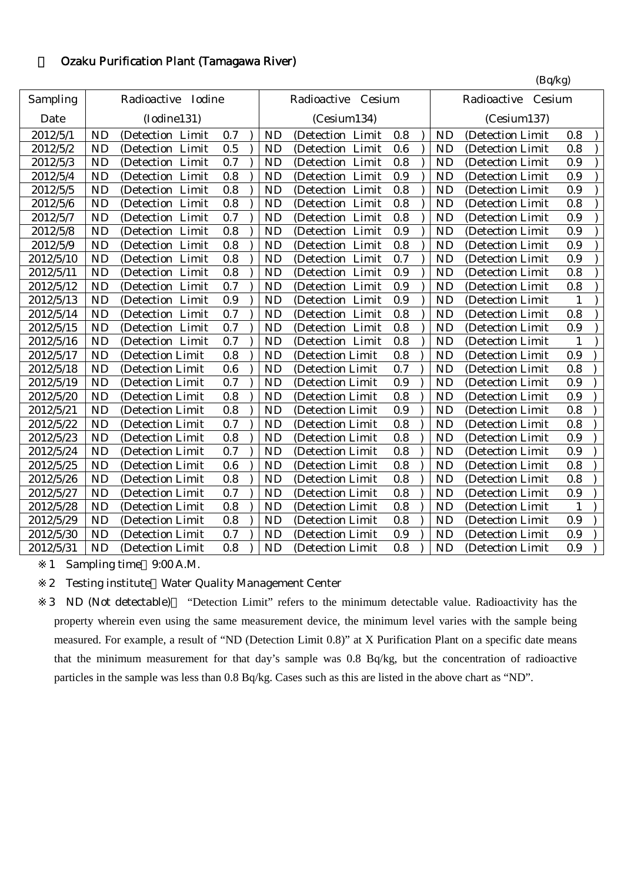◎ Ozaku Purification Plant (Tamagawa River)

(Bq/kg)

| Sampling Date | Radioactive Iodine (Iodine131) | Radioactive Cesium (Cesium134) | Radioactive Cesium (Cesium137) |
|---|---|---|---|
| 2012/5/1 | ND (Detection Limit 0.7 ) | ND (Detection Limit 0.8 ) | ND (Detection Limit 0.8 ) |
| 2012/5/2 | ND (Detection Limit 0.5 ) | ND (Detection Limit 0.6 ) | ND (Detection Limit 0.8 ) |
| 2012/5/3 | ND (Detection Limit 0.7 ) | ND (Detection Limit 0.8 ) | ND (Detection Limit 0.9 ) |
| 2012/5/4 | ND (Detection Limit 0.8 ) | ND (Detection Limit 0.9 ) | ND (Detection Limit 0.9 ) |
| 2012/5/5 | ND (Detection Limit 0.8 ) | ND (Detection Limit 0.8 ) | ND (Detection Limit 0.9 ) |
| 2012/5/6 | ND (Detection Limit 0.8 ) | ND (Detection Limit 0.8 ) | ND (Detection Limit 0.8 ) |
| 2012/5/7 | ND (Detection Limit 0.7 ) | ND (Detection Limit 0.8 ) | ND (Detection Limit 0.9 ) |
| 2012/5/8 | ND (Detection Limit 0.8 ) | ND (Detection Limit 0.9 ) | ND (Detection Limit 0.9 ) |
| 2012/5/9 | ND (Detection Limit 0.8 ) | ND (Detection Limit 0.8 ) | ND (Detection Limit 0.9 ) |
| 2012/5/10 | ND (Detection Limit 0.8 ) | ND (Detection Limit 0.7 ) | ND (Detection Limit 0.9 ) |
| 2012/5/11 | ND (Detection Limit 0.8 ) | ND (Detection Limit 0.9 ) | ND (Detection Limit 0.8 ) |
| 2012/5/12 | ND (Detection Limit 0.7 ) | ND (Detection Limit 0.9 ) | ND (Detection Limit 0.8 ) |
| 2012/5/13 | ND (Detection Limit 0.9 ) | ND (Detection Limit 0.9 ) | ND (Detection Limit 1 ) |
| 2012/5/14 | ND (Detection Limit 0.7 ) | ND (Detection Limit 0.8 ) | ND (Detection Limit 0.8 ) |
| 2012/5/15 | ND (Detection Limit 0.7 ) | ND (Detection Limit 0.8 ) | ND (Detection Limit 0.9 ) |
| 2012/5/16 | ND (Detection Limit 0.7 ) | ND (Detection Limit 0.8 ) | ND (Detection Limit 1 ) |
| 2012/5/17 | ND (Detection Limit 0.8 ) | ND (Detection Limit 0.8 ) | ND (Detection Limit 0.9 ) |
| 2012/5/18 | ND (Detection Limit 0.6 ) | ND (Detection Limit 0.7 ) | ND (Detection Limit 0.8 ) |
| 2012/5/19 | ND (Detection Limit 0.7 ) | ND (Detection Limit 0.9 ) | ND (Detection Limit 0.9 ) |
| 2012/5/20 | ND (Detection Limit 0.8 ) | ND (Detection Limit 0.8 ) | ND (Detection Limit 0.9 ) |
| 2012/5/21 | ND (Detection Limit 0.8 ) | ND (Detection Limit 0.9 ) | ND (Detection Limit 0.8 ) |
| 2012/5/22 | ND (Detection Limit 0.7 ) | ND (Detection Limit 0.8 ) | ND (Detection Limit 0.8 ) |
| 2012/5/23 | ND (Detection Limit 0.8 ) | ND (Detection Limit 0.8 ) | ND (Detection Limit 0.9 ) |
| 2012/5/24 | ND (Detection Limit 0.7 ) | ND (Detection Limit 0.8 ) | ND (Detection Limit 0.9 ) |
| 2012/5/25 | ND (Detection Limit 0.6 ) | ND (Detection Limit 0.8 ) | ND (Detection Limit 0.8 ) |
| 2012/5/26 | ND (Detection Limit 0.8 ) | ND (Detection Limit 0.8 ) | ND (Detection Limit 0.8 ) |
| 2012/5/27 | ND (Detection Limit 0.7 ) | ND (Detection Limit 0.8 ) | ND (Detection Limit 0.9 ) |
| 2012/5/28 | ND (Detection Limit 0.8 ) | ND (Detection Limit 0.8 ) | ND (Detection Limit 1 ) |
| 2012/5/29 | ND (Detection Limit 0.8 ) | ND (Detection Limit 0.8 ) | ND (Detection Limit 0.9 ) |
| 2012/5/30 | ND (Detection Limit 0.7 ) | ND (Detection Limit 0.9 ) | ND (Detection Limit 0.9 ) |
| 2012/5/31 | ND (Detection Limit 0.8 ) | ND (Detection Limit 0.8 ) | ND (Detection Limit 0.9 ) |

※1 Sampling time：9:00 A.M.

※2 Testing institute：Water Quality Management Center

※3 ND (Not detectable)： "Detection Limit" refers to the minimum detectable value. Radioactivity has the property wherein even using the same measurement device, the minimum level varies with the sample being measured. For example, a result of "ND (Detection Limit 0.8)" at X Purification Plant on a specific date means that the minimum measurement for that day's sample was 0.8 Bq/kg, but the concentration of radioactive particles in the sample was less than 0.8 Bq/kg. Cases such as this are listed in the above chart as "ND".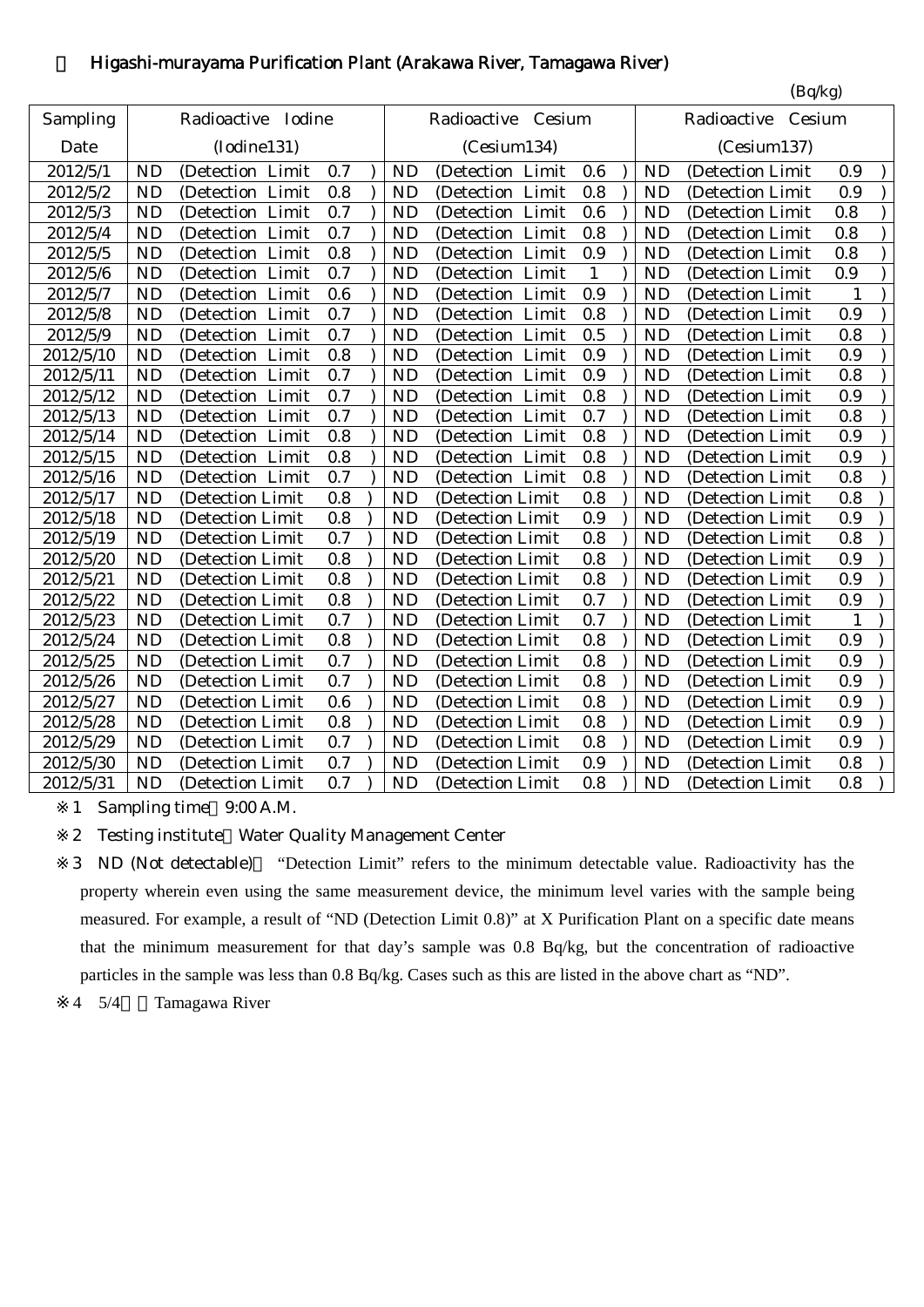## ・ Higashi-murayama Purification Plant (Arakawa River, Tamagawa River)

(Bq/kg)

| Sampling Date | Radioactive Iodine (Iodine131) | Radioactive Cesium (Cesium134) | Radioactive Cesium (Cesium137) |
|---|---|---|---|
| 2012/5/1 | ND (Detection Limit 0.7 ) | ND (Detection Limit 0.6 ) | ND (Detection Limit 0.9 ) |
| 2012/5/2 | ND (Detection Limit 0.8 ) | ND (Detection Limit 0.8 ) | ND (Detection Limit 0.9 ) |
| 2012/5/3 | ND (Detection Limit 0.7 ) | ND (Detection Limit 0.6 ) | ND (Detection Limit 0.8 ) |
| 2012/5/4 | ND (Detection Limit 0.7 ) | ND (Detection Limit 0.8 ) | ND (Detection Limit 0.8 ) |
| 2012/5/5 | ND (Detection Limit 0.8 ) | ND (Detection Limit 0.9 ) | ND (Detection Limit 0.8 ) |
| 2012/5/6 | ND (Detection Limit 0.7 ) | ND (Detection Limit 1 ) | ND (Detection Limit 0.9 ) |
| 2012/5/7 | ND (Detection Limit 0.6 ) | ND (Detection Limit 0.9 ) | ND (Detection Limit 1 ) |
| 2012/5/8 | ND (Detection Limit 0.7 ) | ND (Detection Limit 0.8 ) | ND (Detection Limit 0.9 ) |
| 2012/5/9 | ND (Detection Limit 0.7 ) | ND (Detection Limit 0.5 ) | ND (Detection Limit 0.8 ) |
| 2012/5/10 | ND (Detection Limit 0.8 ) | ND (Detection Limit 0.9 ) | ND (Detection Limit 0.9 ) |
| 2012/5/11 | ND (Detection Limit 0.7 ) | ND (Detection Limit 0.9 ) | ND (Detection Limit 0.8 ) |
| 2012/5/12 | ND (Detection Limit 0.7 ) | ND (Detection Limit 0.8 ) | ND (Detection Limit 0.9 ) |
| 2012/5/13 | ND (Detection Limit 0.7 ) | ND (Detection Limit 0.7 ) | ND (Detection Limit 0.8 ) |
| 2012/5/14 | ND (Detection Limit 0.8 ) | ND (Detection Limit 0.8 ) | ND (Detection Limit 0.9 ) |
| 2012/5/15 | ND (Detection Limit 0.8 ) | ND (Detection Limit 0.8 ) | ND (Detection Limit 0.9 ) |
| 2012/5/16 | ND (Detection Limit 0.7 ) | ND (Detection Limit 0.8 ) | ND (Detection Limit 0.8 ) |
| 2012/5/17 | ND (Detection Limit 0.8 ) | ND (Detection Limit 0.8 ) | ND (Detection Limit 0.8 ) |
| 2012/5/18 | ND (Detection Limit 0.8 ) | ND (Detection Limit 0.9 ) | ND (Detection Limit 0.9 ) |
| 2012/5/19 | ND (Detection Limit 0.7 ) | ND (Detection Limit 0.8 ) | ND (Detection Limit 0.8 ) |
| 2012/5/20 | ND (Detection Limit 0.8 ) | ND (Detection Limit 0.8 ) | ND (Detection Limit 0.9 ) |
| 2012/5/21 | ND (Detection Limit 0.8 ) | ND (Detection Limit 0.8 ) | ND (Detection Limit 0.9 ) |
| 2012/5/22 | ND (Detection Limit 0.8 ) | ND (Detection Limit 0.7 ) | ND (Detection Limit 0.9 ) |
| 2012/5/23 | ND (Detection Limit 0.7 ) | ND (Detection Limit 0.7 ) | ND (Detection Limit 1 ) |
| 2012/5/24 | ND (Detection Limit 0.8 ) | ND (Detection Limit 0.8 ) | ND (Detection Limit 0.9 ) |
| 2012/5/25 | ND (Detection Limit 0.7 ) | ND (Detection Limit 0.8 ) | ND (Detection Limit 0.9 ) |
| 2012/5/26 | ND (Detection Limit 0.7 ) | ND (Detection Limit 0.8 ) | ND (Detection Limit 0.9 ) |
| 2012/5/27 | ND (Detection Limit 0.6 ) | ND (Detection Limit 0.8 ) | ND (Detection Limit 0.9 ) |
| 2012/5/28 | ND (Detection Limit 0.8 ) | ND (Detection Limit 0.8 ) | ND (Detection Limit 0.9 ) |
| 2012/5/29 | ND (Detection Limit 0.7 ) | ND (Detection Limit 0.8 ) | ND (Detection Limit 0.9 ) |
| 2012/5/30 | ND (Detection Limit 0.7 ) | ND (Detection Limit 0.9 ) | ND (Detection Limit 0.8 ) |
| 2012/5/31 | ND (Detection Limit 0.7 ) | ND (Detection Limit 0.8 ) | ND (Detection Limit 0.8 ) |

※1 Sampling time 9:00 A.M.

※2 Testing institute Water Quality Management Center

※3 ND (Not detectable) "Detection Limit" refers to the minimum detectable value. Radioactivity has the property wherein even using the same measurement device, the minimum level varies with the sample being measured. For example, a result of "ND (Detection Limit 0.8)" at X Purification Plant on a specific date means that the minimum measurement for that day's sample was 0.8 Bq/kg, but the concentration of radioactive particles in the sample was less than 0.8 Bq/kg. Cases such as this are listed in the above chart as "ND".

※4 5/4 Tamagawa River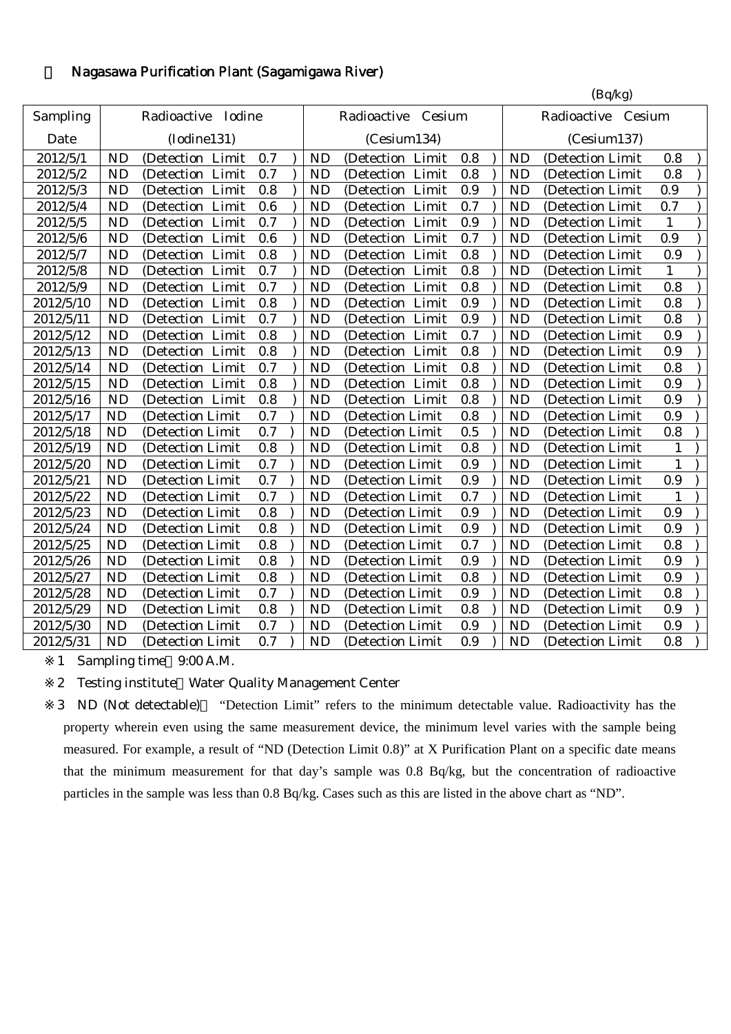## ・ Nagasawa Purification Plant (Sagamigawa River)

(Bq/kg)

| Sampling Date | Radioactive Iodine (Iodine131) | Radioactive Cesium (Cesium134) | Radioactive Cesium (Cesium137) |
|---|---|---|---|
| 2012/5/1 | ND (Detection Limit 0.7 ) | ND (Detection Limit 0.8 ) | ND (Detection Limit 0.8 ) |
| 2012/5/2 | ND (Detection Limit 0.7 ) | ND (Detection Limit 0.8 ) | ND (Detection Limit 0.8 ) |
| 2012/5/3 | ND (Detection Limit 0.8 ) | ND (Detection Limit 0.9 ) | ND (Detection Limit 0.9 ) |
| 2012/5/4 | ND (Detection Limit 0.6 ) | ND (Detection Limit 0.7 ) | ND (Detection Limit 0.7 ) |
| 2012/5/5 | ND (Detection Limit 0.7 ) | ND (Detection Limit 0.9 ) | ND (Detection Limit 1 ) |
| 2012/5/6 | ND (Detection Limit 0.6 ) | ND (Detection Limit 0.7 ) | ND (Detection Limit 0.9 ) |
| 2012/5/7 | ND (Detection Limit 0.8 ) | ND (Detection Limit 0.8 ) | ND (Detection Limit 0.9 ) |
| 2012/5/8 | ND (Detection Limit 0.7 ) | ND (Detection Limit 0.8 ) | ND (Detection Limit 1 ) |
| 2012/5/9 | ND (Detection Limit 0.7 ) | ND (Detection Limit 0.8 ) | ND (Detection Limit 0.8 ) |
| 2012/5/10 | ND (Detection Limit 0.8 ) | ND (Detection Limit 0.9 ) | ND (Detection Limit 0.8 ) |
| 2012/5/11 | ND (Detection Limit 0.7 ) | ND (Detection Limit 0.9 ) | ND (Detection Limit 0.8 ) |
| 2012/5/12 | ND (Detection Limit 0.8 ) | ND (Detection Limit 0.7 ) | ND (Detection Limit 0.9 ) |
| 2012/5/13 | ND (Detection Limit 0.8 ) | ND (Detection Limit 0.8 ) | ND (Detection Limit 0.9 ) |
| 2012/5/14 | ND (Detection Limit 0.7 ) | ND (Detection Limit 0.8 ) | ND (Detection Limit 0.8 ) |
| 2012/5/15 | ND (Detection Limit 0.8 ) | ND (Detection Limit 0.8 ) | ND (Detection Limit 0.9 ) |
| 2012/5/16 | ND (Detection Limit 0.8 ) | ND (Detection Limit 0.8 ) | ND (Detection Limit 0.9 ) |
| 2012/5/17 | ND (Detection Limit 0.7 ) | ND (Detection Limit 0.8 ) | ND (Detection Limit 0.9 ) |
| 2012/5/18 | ND (Detection Limit 0.7 ) | ND (Detection Limit 0.5 ) | ND (Detection Limit 0.8 ) |
| 2012/5/19 | ND (Detection Limit 0.8 ) | ND (Detection Limit 0.8 ) | ND (Detection Limit 1 ) |
| 2012/5/20 | ND (Detection Limit 0.7 ) | ND (Detection Limit 0.9 ) | ND (Detection Limit 1 ) |
| 2012/5/21 | ND (Detection Limit 0.7 ) | ND (Detection Limit 0.9 ) | ND (Detection Limit 0.9 ) |
| 2012/5/22 | ND (Detection Limit 0.7 ) | ND (Detection Limit 0.7 ) | ND (Detection Limit 1 ) |
| 2012/5/23 | ND (Detection Limit 0.8 ) | ND (Detection Limit 0.9 ) | ND (Detection Limit 0.9 ) |
| 2012/5/24 | ND (Detection Limit 0.8 ) | ND (Detection Limit 0.9 ) | ND (Detection Limit 0.9 ) |
| 2012/5/25 | ND (Detection Limit 0.8 ) | ND (Detection Limit 0.7 ) | ND (Detection Limit 0.8 ) |
| 2012/5/26 | ND (Detection Limit 0.8 ) | ND (Detection Limit 0.9 ) | ND (Detection Limit 0.9 ) |
| 2012/5/27 | ND (Detection Limit 0.8 ) | ND (Detection Limit 0.8 ) | ND (Detection Limit 0.9 ) |
| 2012/5/28 | ND (Detection Limit 0.7 ) | ND (Detection Limit 0.9 ) | ND (Detection Limit 0.8 ) |
| 2012/5/29 | ND (Detection Limit 0.8 ) | ND (Detection Limit 0.8 ) | ND (Detection Limit 0.9 ) |
| 2012/5/30 | ND (Detection Limit 0.7 ) | ND (Detection Limit 0.9 ) | ND (Detection Limit 0.9 ) |
| 2012/5/31 | ND (Detection Limit 0.7 ) | ND (Detection Limit 0.9 ) | ND (Detection Limit 0.8 ) |

※1 Sampling time：9:00 A.M.

※2 Testing institute：Water Quality Management Center

※3 ND (Not detectable)： "Detection Limit" refers to the minimum detectable value. Radioactivity has the property wherein even using the same measurement device, the minimum level varies with the sample being measured. For example, a result of "ND (Detection Limit 0.8)" at X Purification Plant on a specific date means that the minimum measurement for that day's sample was 0.8 Bq/kg, but the concentration of radioactive particles in the sample was less than 0.8 Bq/kg. Cases such as this are listed in the above chart as "ND".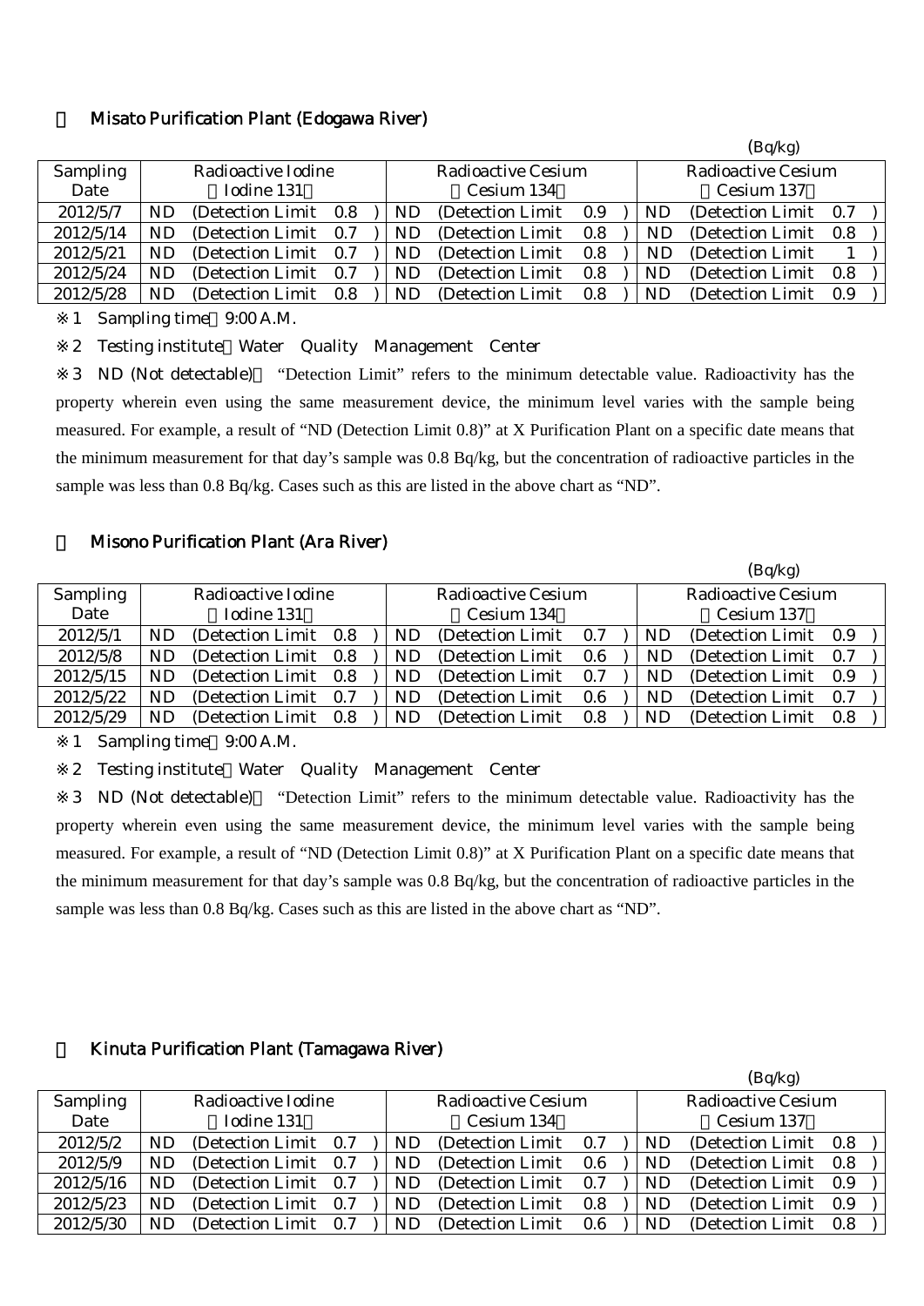## ・ Misato Purification Plant (Edogawa River)

(Bq/kg)

| Sampling Date | Radioactive Iodine (Iodine 131) | Radioactive Cesium (Cesium 134) | Radioactive Cesium (Cesium 137) |
|---|---|---|---|
| 2012/5/7 | ND (Detection Limit 0.8) | ND (Detection Limit 0.9) | ND (Detection Limit 0.7) |
| 2012/5/14 | ND (Detection Limit 0.7) | ND (Detection Limit 0.8) | ND (Detection Limit 0.8) |
| 2012/5/21 | ND (Detection Limit 0.7) | ND (Detection Limit 0.8) | ND (Detection Limit 1) |
| 2012/5/24 | ND (Detection Limit 0.7) | ND (Detection Limit 0.8) | ND (Detection Limit 0.8) |
| 2012/5/28 | ND (Detection Limit 0.8) | ND (Detection Limit 0.8) | ND (Detection Limit 0.9) |

※1 Sampling time 9:00 A.M.

※2 Testing institute Water Quality Management Center

※3 ND (Not detectable) "Detection Limit" refers to the minimum detectable value. Radioactivity has the property wherein even using the same measurement device, the minimum level varies with the sample being measured. For example, a result of "ND (Detection Limit 0.8)" at X Purification Plant on a specific date means that the minimum measurement for that day's sample was 0.8 Bq/kg, but the concentration of radioactive particles in the sample was less than 0.8 Bq/kg. Cases such as this are listed in the above chart as "ND".

## ・ Misono Purification Plant (Ara River)

(Bq/kg)

| Sampling Date | Radioactive Iodine (Iodine 131) | Radioactive Cesium (Cesium 134) | Radioactive Cesium (Cesium 137) |
|---|---|---|---|
| 2012/5/1 | ND (Detection Limit 0.8) | ND (Detection Limit 0.7) | ND (Detection Limit 0.9) |
| 2012/5/8 | ND (Detection Limit 0.8) | ND (Detection Limit 0.6) | ND (Detection Limit 0.7) |
| 2012/5/15 | ND (Detection Limit 0.8) | ND (Detection Limit 0.7) | ND (Detection Limit 0.9) |
| 2012/5/22 | ND (Detection Limit 0.7) | ND (Detection Limit 0.6) | ND (Detection Limit 0.7) |
| 2012/5/29 | ND (Detection Limit 0.8) | ND (Detection Limit 0.8) | ND (Detection Limit 0.8) |

※1 Sampling time 9:00 A.M.

※2 Testing institute Water Quality Management Center

※3 ND (Not detectable) "Detection Limit" refers to the minimum detectable value. Radioactivity has the property wherein even using the same measurement device, the minimum level varies with the sample being measured. For example, a result of "ND (Detection Limit 0.8)" at X Purification Plant on a specific date means that the minimum measurement for that day's sample was 0.8 Bq/kg, but the concentration of radioactive particles in the sample was less than 0.8 Bq/kg. Cases such as this are listed in the above chart as "ND".

## ・ Kinuta Purification Plant (Tamagawa River)

(Bq/kg)

| Sampling Date | Radioactive Iodine (Iodine 131) | Radioactive Cesium (Cesium 134) | Radioactive Cesium (Cesium 137) |
|---|---|---|---|
| 2012/5/2 | ND (Detection Limit 0.7) | ND (Detection Limit 0.7) | ND (Detection Limit 0.8) |
| 2012/5/9 | ND (Detection Limit 0.7) | ND (Detection Limit 0.6) | ND (Detection Limit 0.8) |
| 2012/5/16 | ND (Detection Limit 0.7) | ND (Detection Limit 0.7) | ND (Detection Limit 0.9) |
| 2012/5/23 | ND (Detection Limit 0.7) | ND (Detection Limit 0.8) | ND (Detection Limit 0.9) |
| 2012/5/30 | ND (Detection Limit 0.7) | ND (Detection Limit 0.6) | ND (Detection Limit 0.8) |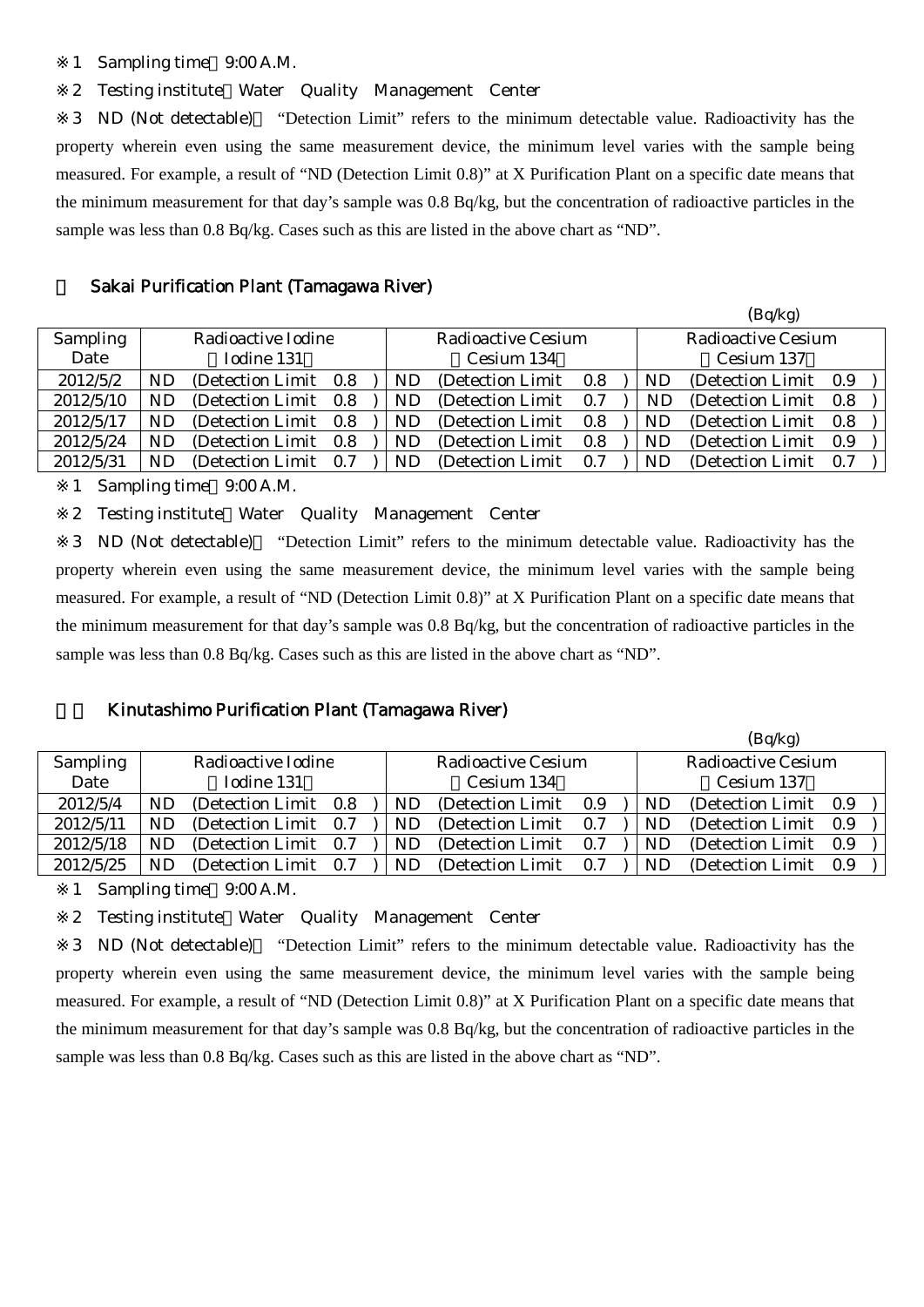※1 Sampling time 9:00 A.M.

※2 Testing institute Water Quality Management Center

※3 ND (Not detectable) "Detection Limit" refers to the minimum detectable value. Radioactivity has the property wherein even using the same measurement device, the minimum level varies with the sample being measured. For example, a result of "ND (Detection Limit 0.8)" at X Purification Plant on a specific date means that the minimum measurement for that day's sample was 0.8 Bq/kg, but the concentration of radioactive particles in the sample was less than 0.8 Bq/kg. Cases such as this are listed in the above chart as "ND".

## Sakai Purification Plant (Tamagawa River)

(Bq/kg)

| Sampling Date | Radioactive Iodine (Iodine 131) | Radioactive Cesium (Cesium 134) | Radioactive Cesium (Cesium 137) |
|---|---|---|---|
| 2012/5/2 | ND (Detection Limit 0.8) | ND (Detection Limit 0.8) | ND (Detection Limit 0.9) |
| 2012/5/10 | ND (Detection Limit 0.8) | ND (Detection Limit 0.7) | ND (Detection Limit 0.8) |
| 2012/5/17 | ND (Detection Limit 0.8) | ND (Detection Limit 0.8) | ND (Detection Limit 0.8) |
| 2012/5/24 | ND (Detection Limit 0.8) | ND (Detection Limit 0.8) | ND (Detection Limit 0.9) |
| 2012/5/31 | ND (Detection Limit 0.7) | ND (Detection Limit 0.7) | ND (Detection Limit 0.7) |

※1 Sampling time 9:00 A.M.

※2 Testing institute Water Quality Management Center

※3 ND (Not detectable) "Detection Limit" refers to the minimum detectable value. Radioactivity has the property wherein even using the same measurement device, the minimum level varies with the sample being measured. For example, a result of "ND (Detection Limit 0.8)" at X Purification Plant on a specific date means that the minimum measurement for that day's sample was 0.8 Bq/kg, but the concentration of radioactive particles in the sample was less than 0.8 Bq/kg. Cases such as this are listed in the above chart as "ND".

## Kinutashimo Purification Plant (Tamagawa River)

(Bq/kg)

| Sampling Date | Radioactive Iodine (Iodine 131) | Radioactive Cesium (Cesium 134) | Radioactive Cesium (Cesium 137) |
|---|---|---|---|
| 2012/5/4 | ND (Detection Limit 0.8) | ND (Detection Limit 0.9) | ND (Detection Limit 0.9) |
| 2012/5/11 | ND (Detection Limit 0.7) | ND (Detection Limit 0.7) | ND (Detection Limit 0.9) |
| 2012/5/18 | ND (Detection Limit 0.7) | ND (Detection Limit 0.7) | ND (Detection Limit 0.9) |
| 2012/5/25 | ND (Detection Limit 0.7) | ND (Detection Limit 0.7) | ND (Detection Limit 0.9) |

※1 Sampling time 9:00 A.M.

※2 Testing institute Water Quality Management Center

※3 ND (Not detectable) "Detection Limit" refers to the minimum detectable value. Radioactivity has the property wherein even using the same measurement device, the minimum level varies with the sample being measured. For example, a result of "ND (Detection Limit 0.8)" at X Purification Plant on a specific date means that the minimum measurement for that day's sample was 0.8 Bq/kg, but the concentration of radioactive particles in the sample was less than 0.8 Bq/kg. Cases such as this are listed in the above chart as "ND".